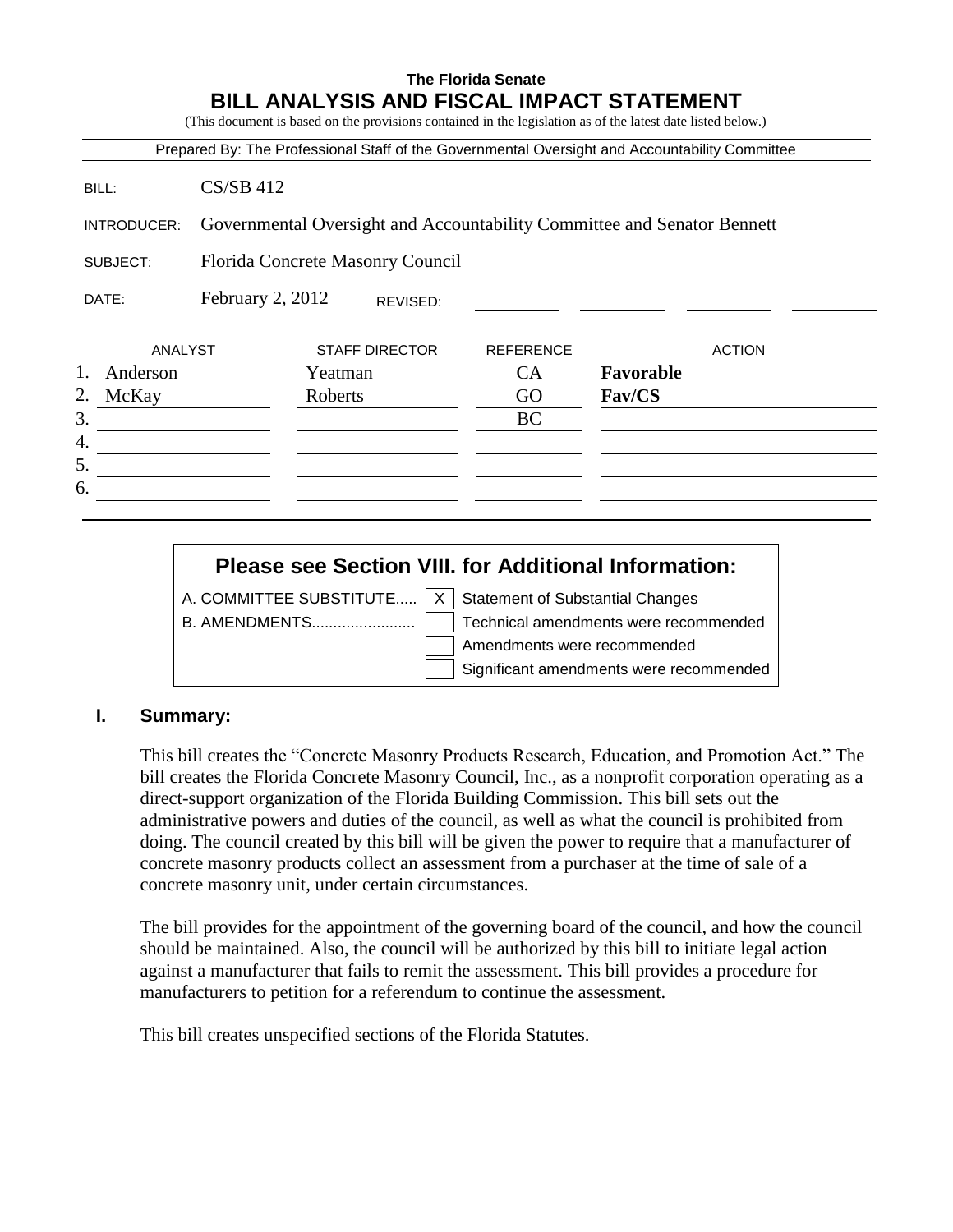**The Florida Senate**

# BILL ANALYSIS AND FISCAL IMPACT STATEMENT

(This document is based on the provisions contained in the legislation as of the latest date listed below.)

Prepared By: The Professional Staff of the Governmental Oversight and Accountability Committee

BILL: CS/SB 412

INTRODUCER: Governmental Oversight and Accountability Committee and Senator Bennett

SUBJECT: Florida Concrete Masonry Council

DATE: February 2, 2012 REVISED:

| | ANALYST | STAFF DIRECTOR | REFERENCE | ACTION |
|---|---|---|---|---|
| 1. | Anderson | Yeatman | CA | **Favorable** |
| 2. | McKay | Roberts | GO | **Fav/CS** |
| 3. | | | BC | |
| 4. | | | | |
| 5. | | | | |
| 6. | | | | |

## Please see Section VIII. for Additional Information:

A. COMMITTEE SUBSTITUTE..... [X] Statement of Substantial Changes
B. AMENDMENTS........................ [ ] Technical amendments were recommended
[ ] Amendments were recommended
[ ] Significant amendments were recommended

## I. Summary:

This bill creates the "Concrete Masonry Products Research, Education, and Promotion Act." The bill creates the Florida Concrete Masonry Council, Inc., as a nonprofit corporation operating as a direct-support organization of the Florida Building Commission. This bill sets out the administrative powers and duties of the council, as well as what the council is prohibited from doing. The council created by this bill will be given the power to require that a manufacturer of concrete masonry products collect an assessment from a purchaser at the time of sale of a concrete masonry unit, under certain circumstances.

The bill provides for the appointment of the governing board of the council, and how the council should be maintained. Also, the council will be authorized by this bill to initiate legal action against a manufacturer that fails to remit the assessment. This bill provides a procedure for manufacturers to petition for a referendum to continue the assessment.

This bill creates unspecified sections of the Florida Statutes.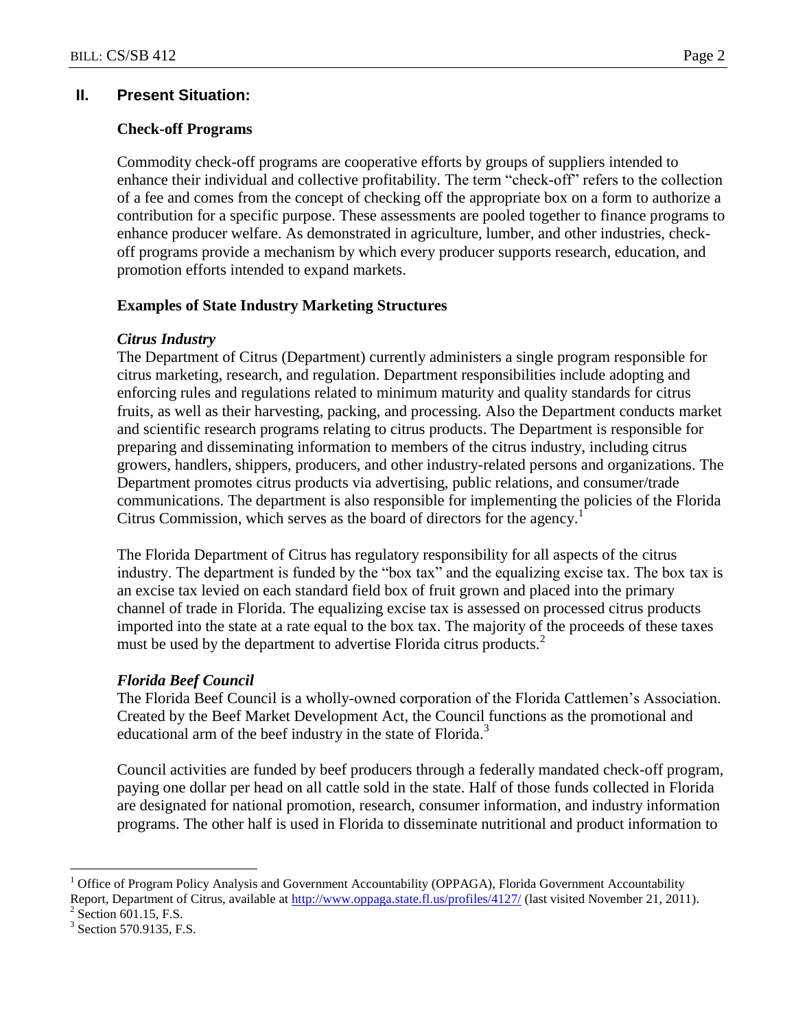## II. Present Situation:

### Check-off Programs

Commodity check-off programs are cooperative efforts by groups of suppliers intended to enhance their individual and collective profitability. The term "check-off" refers to the collection of a fee and comes from the concept of checking off the appropriate box on a form to authorize a contribution for a specific purpose. These assessments are pooled together to finance programs to enhance producer welfare. As demonstrated in agriculture, lumber, and other industries, check-off programs provide a mechanism by which every producer supports research, education, and promotion efforts intended to expand markets.

### Examples of State Industry Marketing Structures

***Citrus Industry***

The Department of Citrus (Department) currently administers a single program responsible for citrus marketing, research, and regulation. Department responsibilities include adopting and enforcing rules and regulations related to minimum maturity and quality standards for citrus fruits, as well as their harvesting, packing, and processing. Also the Department conducts market and scientific research programs relating to citrus products. The Department is responsible for preparing and disseminating information to members of the citrus industry, including citrus growers, handlers, shippers, producers, and other industry-related persons and organizations. The Department promotes citrus products via advertising, public relations, and consumer/trade communications. The department is also responsible for implementing the policies of the Florida Citrus Commission, which serves as the board of directors for the agency.[1]

The Florida Department of Citrus has regulatory responsibility for all aspects of the citrus industry. The department is funded by the "box tax" and the equalizing excise tax. The box tax is an excise tax levied on each standard field box of fruit grown and placed into the primary channel of trade in Florida. The equalizing excise tax is assessed on processed citrus products imported into the state at a rate equal to the box tax. The majority of the proceeds of these taxes must be used by the department to advertise Florida citrus products.[2]

***Florida Beef Council***

The Florida Beef Council is a wholly-owned corporation of the Florida Cattlemen's Association. Created by the Beef Market Development Act, the Council functions as the promotional and educational arm of the beef industry in the state of Florida.[3]

Council activities are funded by beef producers through a federally mandated check-off program, paying one dollar per head on all cattle sold in the state. Half of those funds collected in Florida are designated for national promotion, research, consumer information, and industry information programs. The other half is used in Florida to disseminate nutritional and product information to

---

[1] Office of Program Policy Analysis and Government Accountability (OPPAGA), Florida Government Accountability Report, Department of Citrus, available at http://www.oppaga.state.fl.us/profiles/4127/ (last visited November 21, 2011).

[2] Section 601.15, F.S.

[3] Section 570.9135, F.S.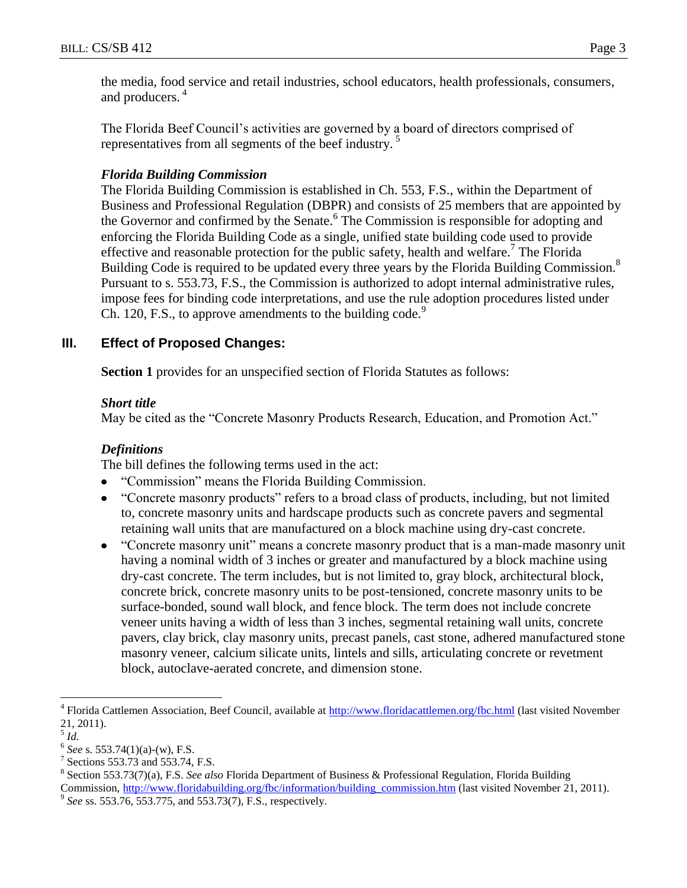the media, food service and retail industries, school educators, health professionals, consumers, and producers.[4]

The Florida Beef Council's activities are governed by a board of directors comprised of representatives from all segments of the beef industry.[5]

***Florida Building Commission***

The Florida Building Commission is established in Ch. 553, F.S., within the Department of Business and Professional Regulation (DBPR) and consists of 25 members that are appointed by the Governor and confirmed by the Senate.[6] The Commission is responsible for adopting and enforcing the Florida Building Code as a single, unified state building code used to provide effective and reasonable protection for the public safety, health and welfare.[7] The Florida Building Code is required to be updated every three years by the Florida Building Commission.[8] Pursuant to s. 553.73, F.S., the Commission is authorized to adopt internal administrative rules, impose fees for binding code interpretations, and use the rule adoption procedures listed under Ch. 120, F.S., to approve amendments to the building code.[9]

## III. Effect of Proposed Changes:

**Section 1** provides for an unspecified section of Florida Statutes as follows:

***Short title***

May be cited as the "Concrete Masonry Products Research, Education, and Promotion Act."

***Definitions***

The bill defines the following terms used in the act:

- "Commission" means the Florida Building Commission.
- "Concrete masonry products" refers to a broad class of products, including, but not limited to, concrete masonry units and hardscape products such as concrete pavers and segmental retaining wall units that are manufactured on a block machine using dry-cast concrete.
- "Concrete masonry unit" means a concrete masonry product that is a man-made masonry unit having a nominal width of 3 inches or greater and manufactured by a block machine using dry-cast concrete. The term includes, but is not limited to, gray block, architectural block, concrete brick, concrete masonry units to be post-tensioned, concrete masonry units to be surface-bonded, sound wall block, and fence block. The term does not include concrete veneer units having a width of less than 3 inches, segmental retaining wall units, concrete pavers, clay brick, clay masonry units, precast panels, cast stone, adhered manufactured stone masonry veneer, calcium silicate units, lintels and sills, articulating concrete or revetment block, autoclave-aerated concrete, and dimension stone.

---

[4] Florida Cattlemen Association, Beef Council, available at http://www.floridacattlemen.org/fbc.html (last visited November 21, 2011).

[5] *Id.*

[6] *See* s. 553.74(1)(a)-(w), F.S.

[7] Sections 553.73 and 553.74, F.S.

[8] Section 553.73(7)(a), F.S. *See also* Florida Department of Business & Professional Regulation, Florida Building Commission, http://www.floridabuilding.org/fbc/information/building_commission.htm (last visited November 21, 2011).

[9] *See* ss. 553.76, 553.775, and 553.73(7), F.S., respectively.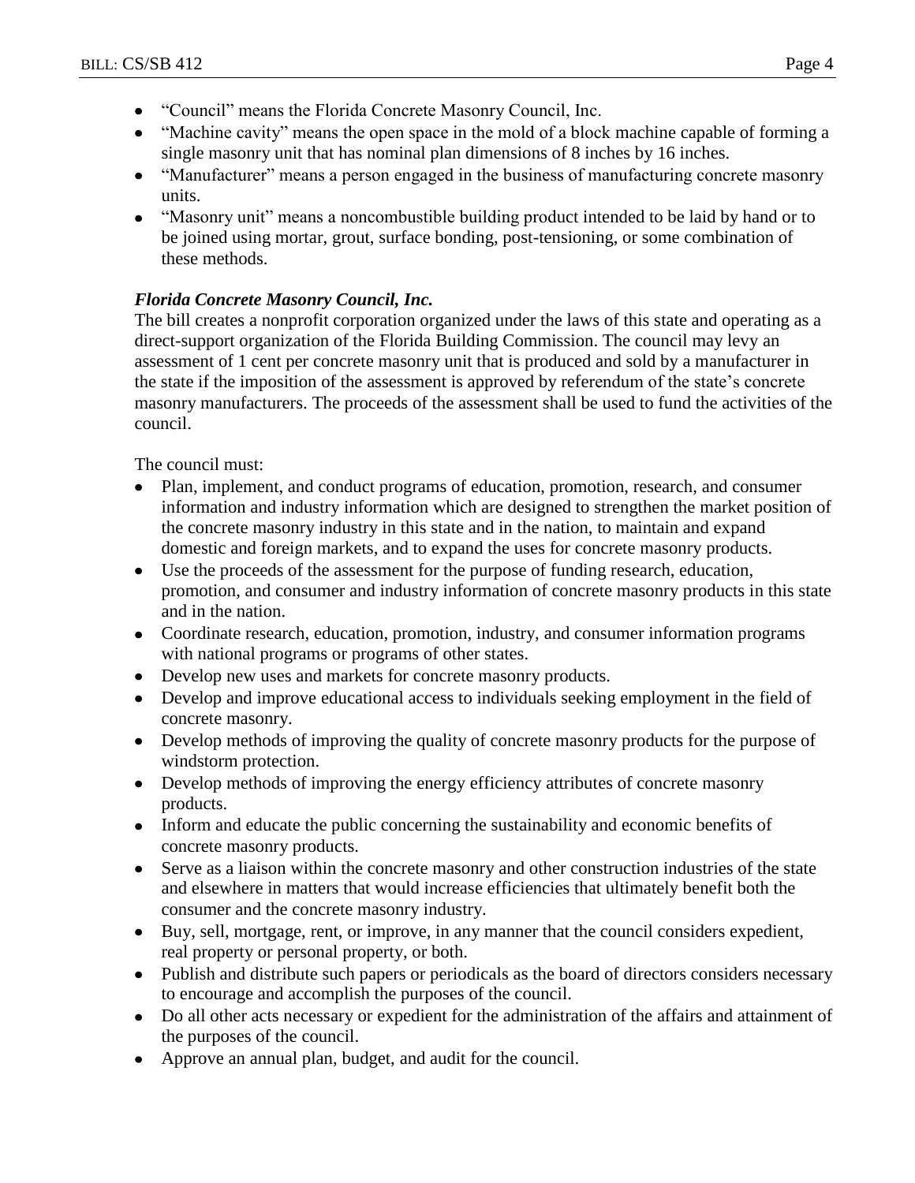- "Council" means the Florida Concrete Masonry Council, Inc.
- "Machine cavity" means the open space in the mold of a block machine capable of forming a single masonry unit that has nominal plan dimensions of 8 inches by 16 inches.
- "Manufacturer" means a person engaged in the business of manufacturing concrete masonry units.
- "Masonry unit" means a noncombustible building product intended to be laid by hand or to be joined using mortar, grout, surface bonding, post-tensioning, or some combination of these methods.

***Florida Concrete Masonry Council, Inc.***

The bill creates a nonprofit corporation organized under the laws of this state and operating as a direct-support organization of the Florida Building Commission. The council may levy an assessment of 1 cent per concrete masonry unit that is produced and sold by a manufacturer in the state if the imposition of the assessment is approved by referendum of the state's concrete masonry manufacturers. The proceeds of the assessment shall be used to fund the activities of the council.

The council must:

- Plan, implement, and conduct programs of education, promotion, research, and consumer information and industry information which are designed to strengthen the market position of the concrete masonry industry in this state and in the nation, to maintain and expand domestic and foreign markets, and to expand the uses for concrete masonry products.
- Use the proceeds of the assessment for the purpose of funding research, education, promotion, and consumer and industry information of concrete masonry products in this state and in the nation.
- Coordinate research, education, promotion, industry, and consumer information programs with national programs or programs of other states.
- Develop new uses and markets for concrete masonry products.
- Develop and improve educational access to individuals seeking employment in the field of concrete masonry.
- Develop methods of improving the quality of concrete masonry products for the purpose of windstorm protection.
- Develop methods of improving the energy efficiency attributes of concrete masonry products.
- Inform and educate the public concerning the sustainability and economic benefits of concrete masonry products.
- Serve as a liaison within the concrete masonry and other construction industries of the state and elsewhere in matters that would increase efficiencies that ultimately benefit both the consumer and the concrete masonry industry.
- Buy, sell, mortgage, rent, or improve, in any manner that the council considers expedient, real property or personal property, or both.
- Publish and distribute such papers or periodicals as the board of directors considers necessary to encourage and accomplish the purposes of the council.
- Do all other acts necessary or expedient for the administration of the affairs and attainment of the purposes of the council.
- Approve an annual plan, budget, and audit for the council.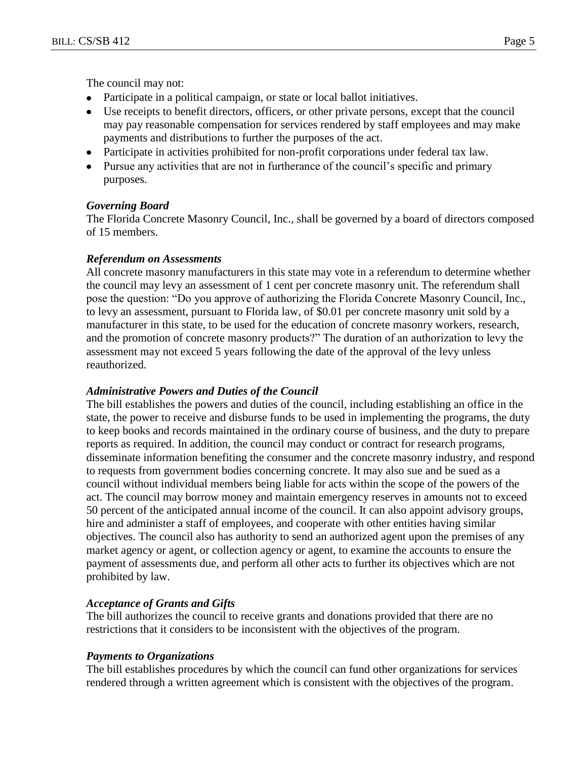The council may not:

- Participate in a political campaign, or state or local ballot initiatives.
- Use receipts to benefit directors, officers, or other private persons, except that the council may pay reasonable compensation for services rendered by staff employees and may make payments and distributions to further the purposes of the act.
- Participate in activities prohibited for non-profit corporations under federal tax law.
- Pursue any activities that are not in furtherance of the council's specific and primary purposes.

***Governing Board***

The Florida Concrete Masonry Council, Inc., shall be governed by a board of directors composed of 15 members.

***Referendum on Assessments***

All concrete masonry manufacturers in this state may vote in a referendum to determine whether the council may levy an assessment of 1 cent per concrete masonry unit. The referendum shall pose the question: "Do you approve of authorizing the Florida Concrete Masonry Council, Inc., to levy an assessment, pursuant to Florida law, of $0.01 per concrete masonry unit sold by a manufacturer in this state, to be used for the education of concrete masonry workers, research, and the promotion of concrete masonry products?" The duration of an authorization to levy the assessment may not exceed 5 years following the date of the approval of the levy unless reauthorized.

***Administrative Powers and Duties of the Council***

The bill establishes the powers and duties of the council, including establishing an office in the state, the power to receive and disburse funds to be used in implementing the programs, the duty to keep books and records maintained in the ordinary course of business, and the duty to prepare reports as required. In addition, the council may conduct or contract for research programs, disseminate information benefiting the consumer and the concrete masonry industry, and respond to requests from government bodies concerning concrete. It may also sue and be sued as a council without individual members being liable for acts within the scope of the powers of the act. The council may borrow money and maintain emergency reserves in amounts not to exceed 50 percent of the anticipated annual income of the council. It can also appoint advisory groups, hire and administer a staff of employees, and cooperate with other entities having similar objectives. The council also has authority to send an authorized agent upon the premises of any market agency or agent, or collection agency or agent, to examine the accounts to ensure the payment of assessments due, and perform all other acts to further its objectives which are not prohibited by law.

***Acceptance of Grants and Gifts***

The bill authorizes the council to receive grants and donations provided that there are no restrictions that it considers to be inconsistent with the objectives of the program.

***Payments to Organizations***

The bill establishes procedures by which the council can fund other organizations for services rendered through a written agreement which is consistent with the objectives of the program.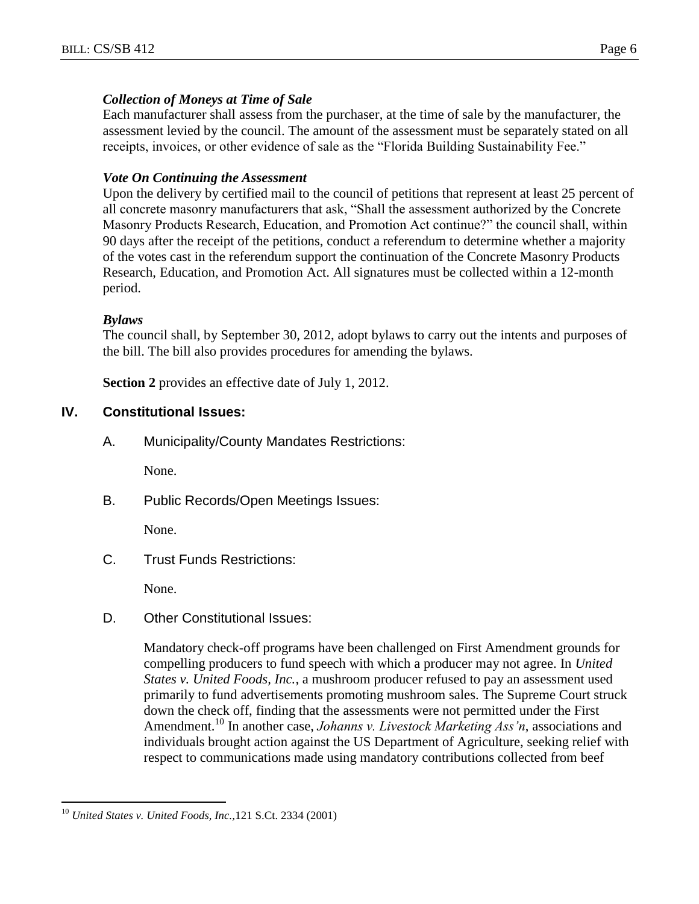***Collection of Moneys at Time of Sale***

Each manufacturer shall assess from the purchaser, at the time of sale by the manufacturer, the assessment levied by the council. The amount of the assessment must be separately stated on all receipts, invoices, or other evidence of sale as the "Florida Building Sustainability Fee."

***Vote On Continuing the Assessment***

Upon the delivery by certified mail to the council of petitions that represent at least 25 percent of all concrete masonry manufacturers that ask, "Shall the assessment authorized by the Concrete Masonry Products Research, Education, and Promotion Act continue?" the council shall, within 90 days after the receipt of the petitions, conduct a referendum to determine whether a majority of the votes cast in the referendum support the continuation of the Concrete Masonry Products Research, Education, and Promotion Act. All signatures must be collected within a 12-month period.

***Bylaws***

The council shall, by September 30, 2012, adopt bylaws to carry out the intents and purposes of the bill. The bill also provides procedures for amending the bylaws.

**Section 2** provides an effective date of July 1, 2012.

## IV. Constitutional Issues:

A. Municipality/County Mandates Restrictions:

None.

B. Public Records/Open Meetings Issues:

None.

C. Trust Funds Restrictions:

None.

D. Other Constitutional Issues:

Mandatory check-off programs have been challenged on First Amendment grounds for compelling producers to fund speech with which a producer may not agree. In *United States v. United Foods, Inc.*, a mushroom producer refused to pay an assessment used primarily to fund advertisements promoting mushroom sales. The Supreme Court struck down the check off, finding that the assessments were not permitted under the First Amendment.[10] In another case, *Johanns v. Livestock Marketing Ass'n*, associations and individuals brought action against the US Department of Agriculture, seeking relief with respect to communications made using mandatory contributions collected from beef

---

[10] *United States v. United Foods, Inc.*,121 S.Ct. 2334 (2001)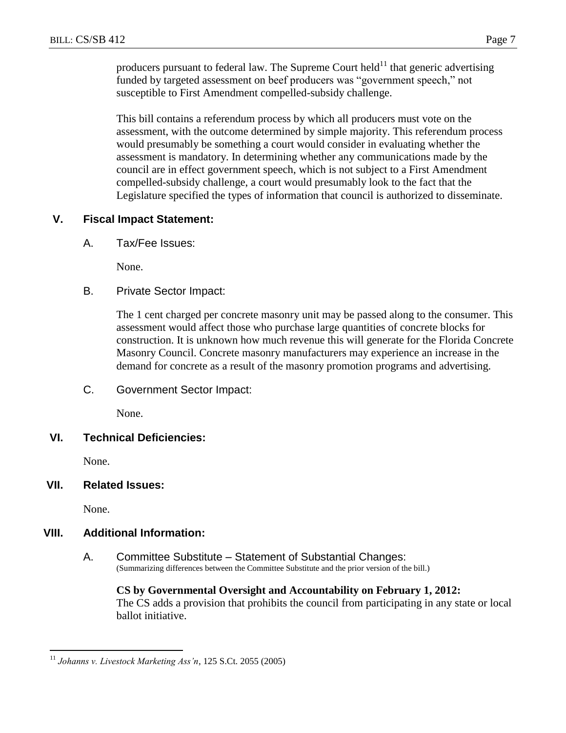producers pursuant to federal law. The Supreme Court held[11] that generic advertising funded by targeted assessment on beef producers was "government speech," not susceptible to First Amendment compelled-subsidy challenge.

This bill contains a referendum process by which all producers must vote on the assessment, with the outcome determined by simple majority. This referendum process would presumably be something a court would consider in evaluating whether the assessment is mandatory. In determining whether any communications made by the council are in effect government speech, which is not subject to a First Amendment compelled-subsidy challenge, a court would presumably look to the fact that the Legislature specified the types of information that council is authorized to disseminate.

## V. Fiscal Impact Statement:

### A. Tax/Fee Issues:

None.

### B. Private Sector Impact:

The 1 cent charged per concrete masonry unit may be passed along to the consumer. This assessment would affect those who purchase large quantities of concrete blocks for construction. It is unknown how much revenue this will generate for the Florida Concrete Masonry Council. Concrete masonry manufacturers may experience an increase in the demand for concrete as a result of the masonry promotion programs and advertising.

### C. Government Sector Impact:

None.

## VI. Technical Deficiencies:

None.

## VII. Related Issues:

None.

## VIII. Additional Information:

### A. Committee Substitute – Statement of Substantial Changes:

(Summarizing differences between the Committee Substitute and the prior version of the bill.)

**CS by Governmental Oversight and Accountability on February 1, 2012:**
The CS adds a provision that prohibits the council from participating in any state or local ballot initiative.

---

[11] *Johanns v. Livestock Marketing Ass'n*, 125 S.Ct. 2055 (2005)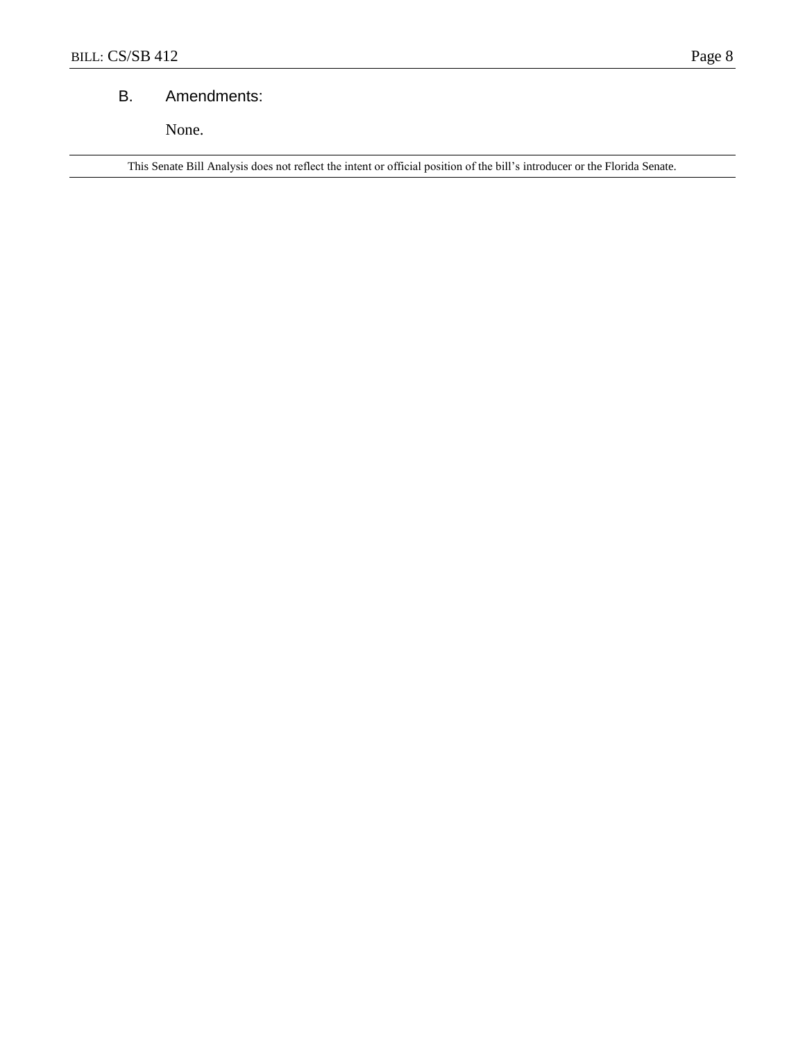### B. Amendments:

None.

---

This Senate Bill Analysis does not reflect the intent or official position of the bill's introducer or the Florida Senate.

---